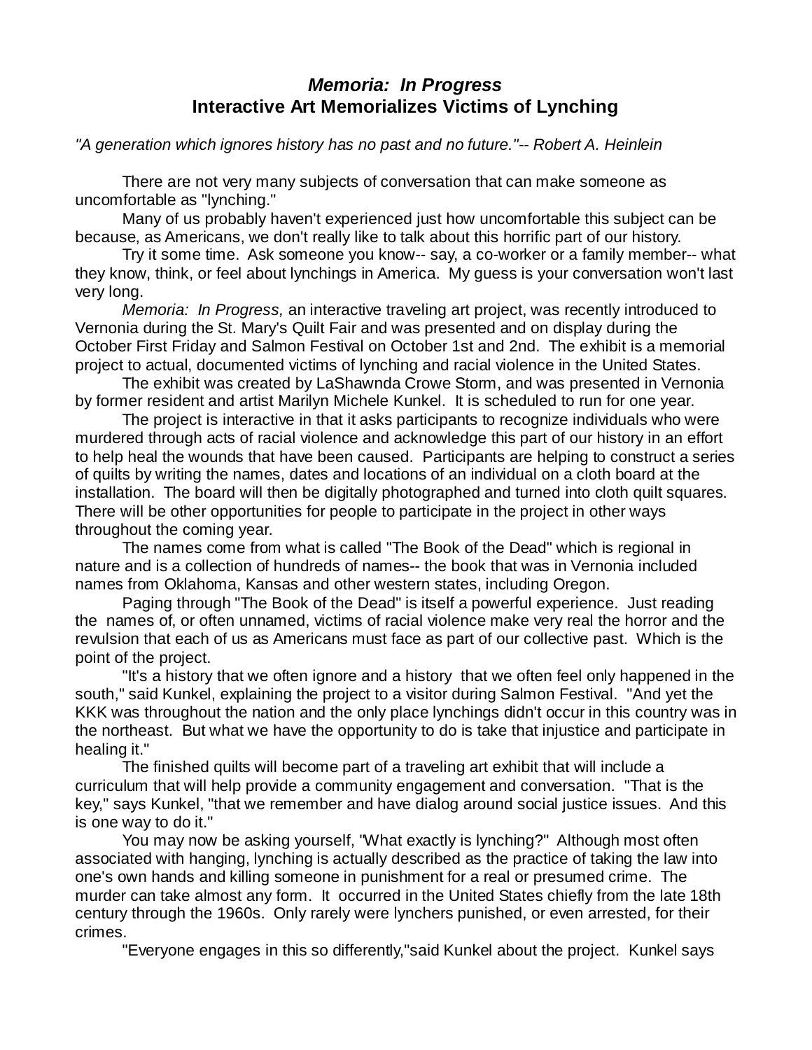# *Memoria: In Progress*
# Interactive Art Memorializes Victims of Lynching

*"A generation which ignores history has no past and no future."-- Robert A. Heinlein*

There are not very many subjects of conversation that can make someone as uncomfortable as "lynching."

Many of us probably haven't experienced just how uncomfortable this subject can be because, as Americans, we don't really like to talk about this horrific part of our history.

Try it some time. Ask someone you know-- say, a co-worker or a family member-- what they know, think, or feel about lynchings in America. My guess is your conversation won't last very long.

*Memoria: In Progress,* an interactive traveling art project, was recently introduced to Vernonia during the St. Mary's Quilt Fair and was presented and on display during the October First Friday and Salmon Festival on October 1st and 2nd. The exhibit is a memorial project to actual, documented victims of lynching and racial violence in the United States.

The exhibit was created by LaShawnda Crowe Storm, and was presented in Vernonia by former resident and artist Marilyn Michele Kunkel. It is scheduled to run for one year.

The project is interactive in that it asks participants to recognize individuals who were murdered through acts of racial violence and acknowledge this part of our history in an effort to help heal the wounds that have been caused. Participants are helping to construct a series of quilts by writing the names, dates and locations of an individual on a cloth board at the installation. The board will then be digitally photographed and turned into cloth quilt squares. There will be other opportunities for people to participate in the project in other ways throughout the coming year.

The names come from what is called "The Book of the Dead" which is regional in nature and is a collection of hundreds of names-- the book that was in Vernonia included names from Oklahoma, Kansas and other western states, including Oregon.

Paging through "The Book of the Dead" is itself a powerful experience. Just reading the names of, or often unnamed, victims of racial violence make very real the horror and the revulsion that each of us as Americans must face as part of our collective past. Which is the point of the project.

"It's a history that we often ignore and a history that we often feel only happened in the south," said Kunkel, explaining the project to a visitor during Salmon Festival. "And yet the KKK was throughout the nation and the only place lynchings didn't occur in this country was in the northeast. But what we have the opportunity to do is take that injustice and participate in healing it."

The finished quilts will become part of a traveling art exhibit that will include a curriculum that will help provide a community engagement and conversation. "That is the key," says Kunkel, "that we remember and have dialog around social justice issues. And this is one way to do it."

You may now be asking yourself, "What exactly is lynching?" Although most often associated with hanging, lynching is actually described as the practice of taking the law into one's own hands and killing someone in punishment for a real or presumed crime. The murder can take almost any form. It occurred in the United States chiefly from the late 18th century through the 1960s. Only rarely were lynchers punished, or even arrested, for their crimes.

"Everyone engages in this so differently,"said Kunkel about the project. Kunkel says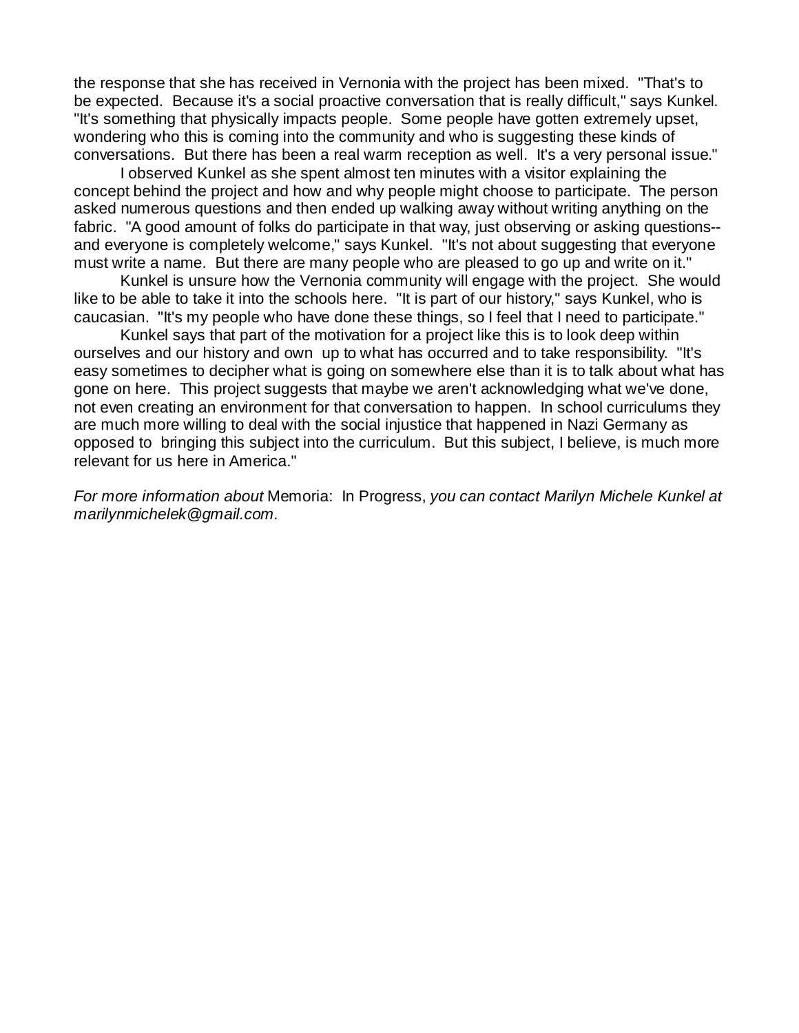the response that she has received in Vernonia with the project has been mixed. "That's to be expected. Because it's a social proactive conversation that is really difficult," says Kunkel. "It's something that physically impacts people. Some people have gotten extremely upset, wondering who this is coming into the community and who is suggesting these kinds of conversations. But there has been a real warm reception as well. It's a very personal issue."

I observed Kunkel as she spent almost ten minutes with a visitor explaining the concept behind the project and how and why people might choose to participate. The person asked numerous questions and then ended up walking away without writing anything on the fabric. "A good amount of folks do participate in that way, just observing or asking questions--and everyone is completely welcome," says Kunkel. "It's not about suggesting that everyone must write a name. But there are many people who are pleased to go up and write on it."

Kunkel is unsure how the Vernonia community will engage with the project. She would like to be able to take it into the schools here. "It is part of our history," says Kunkel, who is caucasian. "It's my people who have done these things, so I feel that I need to participate."

Kunkel says that part of the motivation for a project like this is to look deep within ourselves and our history and own up to what has occurred and to take responsibility. "It's easy sometimes to decipher what is going on somewhere else than it is to talk about what has gone on here. This project suggests that maybe we aren't acknowledging what we've done, not even creating an environment for that conversation to happen. In school curriculums they are much more willing to deal with the social injustice that happened in Nazi Germany as opposed to bringing this subject into the curriculum. But this subject, I believe, is much more relevant for us here in America."

*For more information about* Memoria: In Progress, *you can contact Marilyn Michele Kunkel at marilynmichelek@gmail.com.*